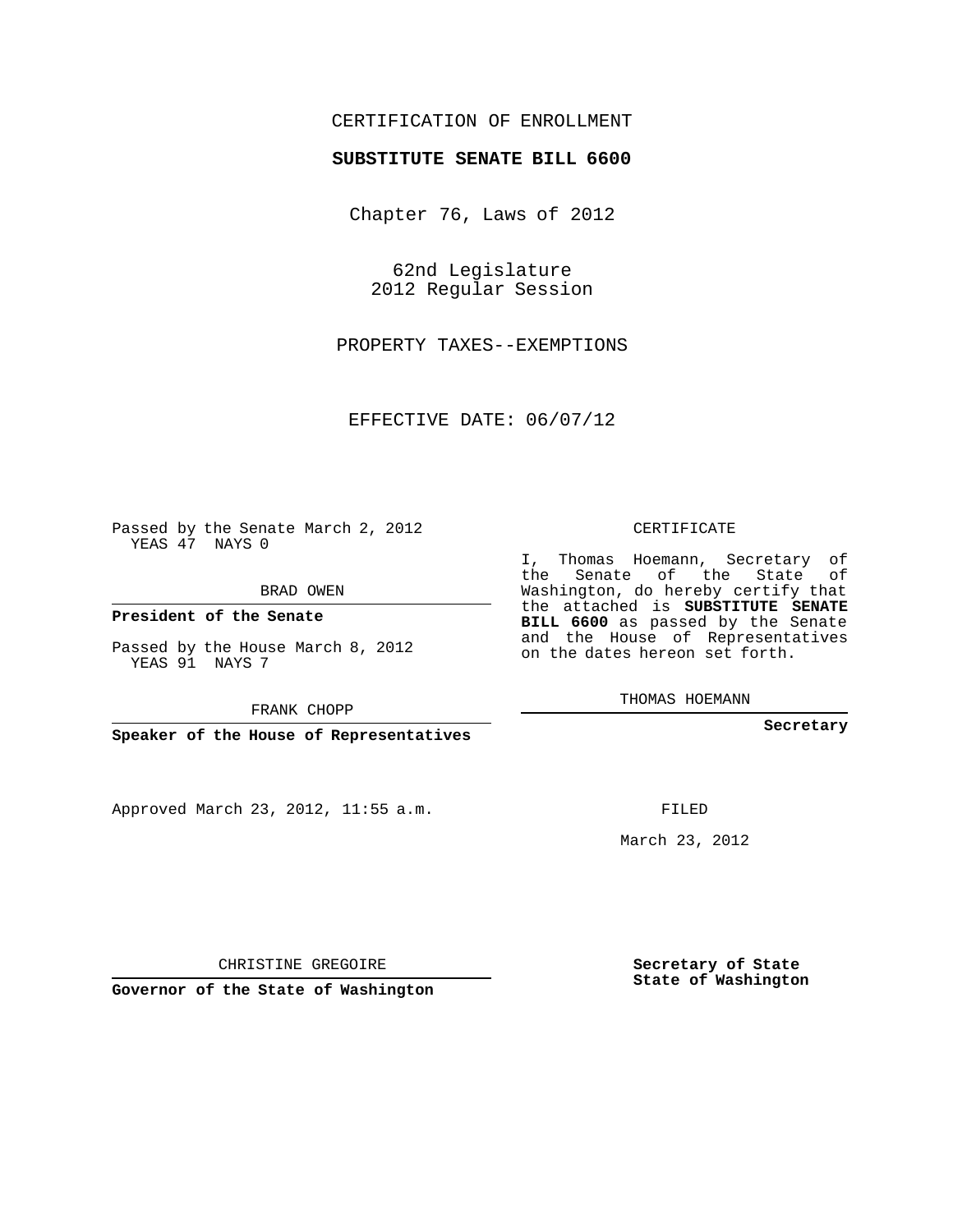CERTIFICATION OF ENROLLMENT

**SUBSTITUTE SENATE BILL 6600**

Chapter 76, Laws of 2012

62nd Legislature
2012 Regular Session

PROPERTY TAXES--EXEMPTIONS

EFFECTIVE DATE: 06/07/12

Passed by the Senate March 2, 2012
YEAS 47 NAYS 0

BRAD OWEN

**President of the Senate**

Passed by the House March 8, 2012
YEAS 91 NAYS 7

FRANK CHOPP

**Speaker of the House of Representatives**

Approved March 23, 2012, 11:55 a.m.

CHRISTINE GREGOIRE

**Governor of the State of Washington**

CERTIFICATE

I, Thomas Hoemann, Secretary of the Senate of the State of Washington, do hereby certify that the attached is **SUBSTITUTE SENATE BILL 6600** as passed by the Senate and the House of Representatives on the dates hereon set forth.

THOMAS HOEMANN

**Secretary**

FILED

March 23, 2012

**Secretary of State**
**State of Washington**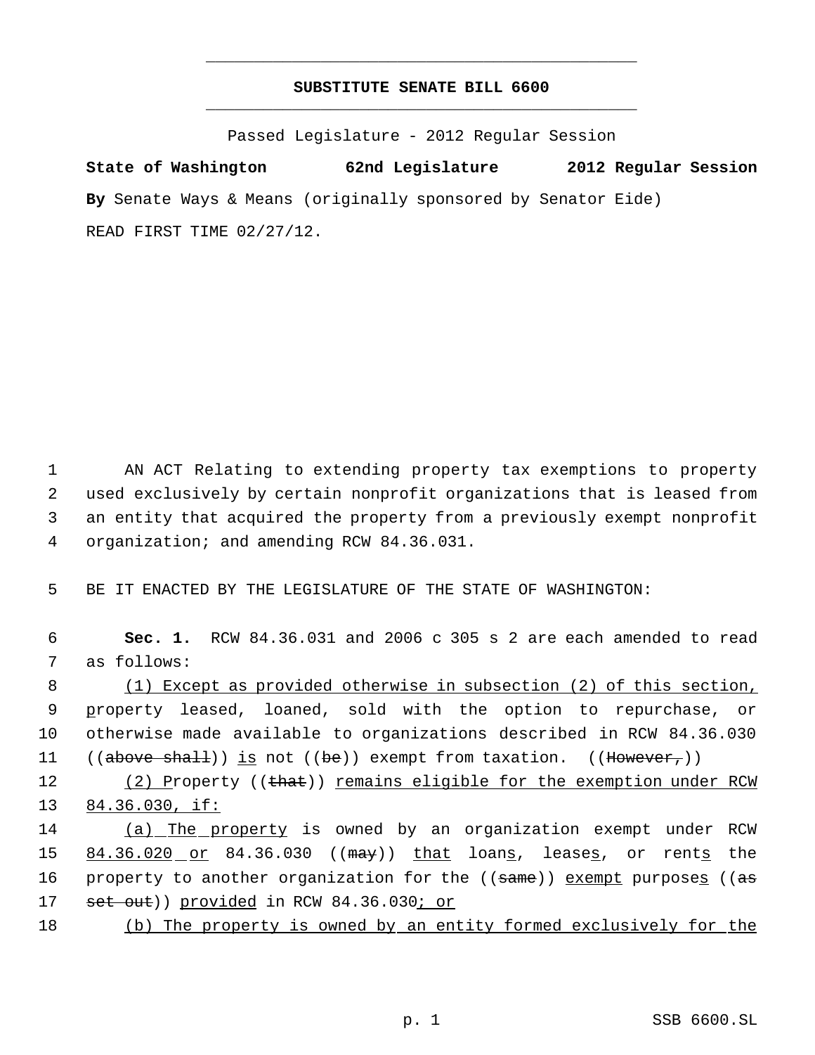# SUBSTITUTE SENATE BILL 6600

Passed Legislature - 2012 Regular Session

**State of Washington 62nd Legislature 2012 Regular Session**

**By** Senate Ways & Means (originally sponsored by Senator Eide)

READ FIRST TIME 02/27/12.

1 AN ACT Relating to extending property tax exemptions to property
2 used exclusively by certain nonprofit organizations that is leased from
3 an entity that acquired the property from a previously exempt nonprofit
4 organization; and amending RCW 84.36.031.

5 BE IT ENACTED BY THE LEGISLATURE OF THE STATE OF WASHINGTON:

6 **Sec. 1.** RCW 84.36.031 and 2006 c 305 s 2 are each amended to read
7 as follows:

8 (1) Except as provided otherwise in subsection (2) of this section,
9 property leased, loaned, sold with the option to repurchase, or
10 otherwise made available to organizations described in RCW 84.36.030
11 ((above shall)) is not ((be)) exempt from taxation. ((However,))

12 (2) Property ((that)) remains eligible for the exemption under RCW
13 84.36.030, if:

14 (a) The property is owned by an organization exempt under RCW
15 84.36.020 or 84.36.030 ((may)) that loans, leases, or rents the
16 property to another organization for the ((same)) exempt purposes ((as
17 set out)) provided in RCW 84.36.030; or

18 (b) The property is owned by an entity formed exclusively for the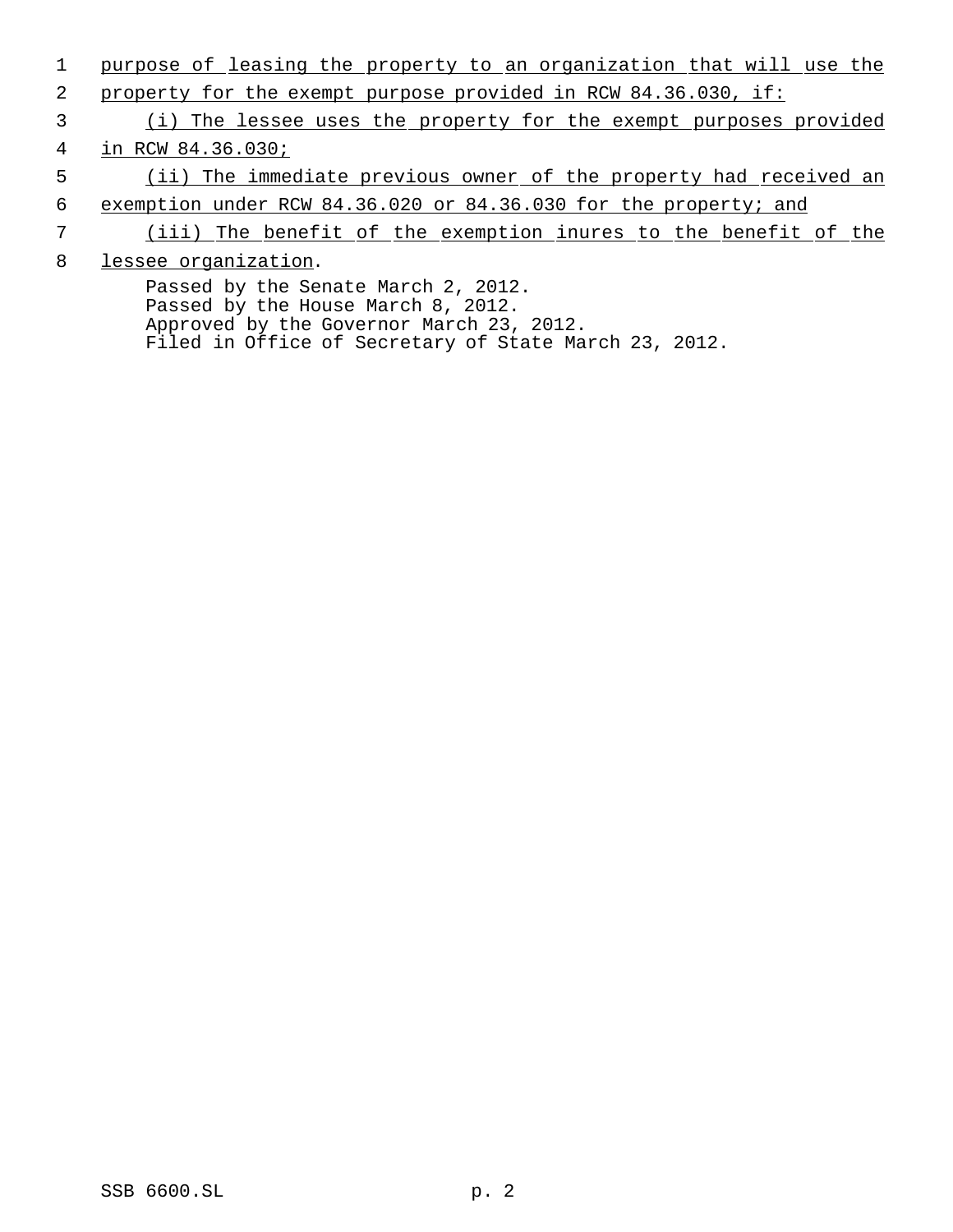purpose of leasing the property to an organization that will use the property for the exempt purpose provided in RCW 84.36.030, if:

(i) The lessee uses the property for the exempt purposes provided in RCW 84.36.030;

(ii) The immediate previous owner of the property had received an exemption under RCW 84.36.020 or 84.36.030 for the property; and

(iii) The benefit of the exemption inures to the benefit of the lessee organization.

Passed by the Senate March 2, 2012.
Passed by the House March 8, 2012.
Approved by the Governor March 23, 2012.
Filed in Office of Secretary of State March 23, 2012.